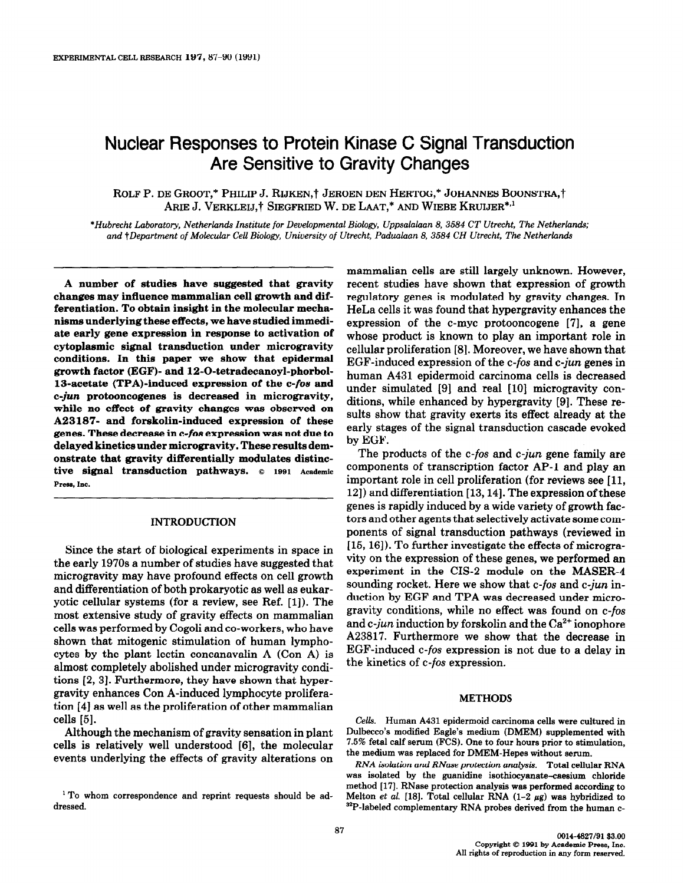# Nuclear Responses to Protein Kinase C Signal Transduction Are Sensitive to Gravity Changes

ROLF P. DE GROOT,* PHILIP J. RIJKEN,† JEROEN DEN HERTOG,* JOHANNES BOONSTRA,† ARIE J. VERKLEIJ,† SIEGFRIED W. DE LAAT,* AND WIEBE KRUIJER*,[1]

*Hubrecht Laboratory, Netherlands Institute for Developmental Biology, Uppsalalaan 8, 3584 CT Utrecht, The Netherlands; and †Department of Molecular Cell Biology, University of Utrecht, Padualaan 8, 3584 CH Utrecht, The Netherlands

**A number of studies have suggested that gravity changes may influence mammalian cell growth and differentiation. To obtain insight in the molecular mechanisms underlying these effects, we have studied immediate early gene expression in response to activation of cytoplasmic signal transduction under microgravity conditions. In this paper we show that epidermal growth factor (EGF)- and 12-O-tetradecanoyl-phorbol-13-acetate (TPA)-induced expression of the *c-fos* and *c-jun* protooncogenes is decreased in microgravity, while no effect of gravity changes was observed on A23187- and forskolin-induced expression of these genes. These decrease in *c-fos* expression was not due to delayed kinetics under microgravity. These results demonstrate that gravity differentially modulates distinctive signal transduction pathways.** © 1991 Academic Press, Inc.

## INTRODUCTION

Since the start of biological experiments in space in the early 1970s a number of studies have suggested that microgravity may have profound effects on cell growth and differentiation of both prokaryotic as well as eukaryotic cellular systems (for a review, see Ref. [1]). The most extensive study of gravity effects on mammalian cells was performed by Cogoli and co-workers, who have shown that mitogenic stimulation of human lymphocytes by the plant lectin concanavalin A (Con A) is almost completely abolished under microgravity conditions [2, 3]. Furthermore, they have shown that hypergravity enhances Con A-induced lymphocyte proliferation [4] as well as the proliferation of other mammalian cells [5].

Although the mechanism of gravity sensation in plant cells is relatively well understood [6], the molecular events underlying the effects of gravity alterations on mammalian cells are still largely unknown. However, recent studies have shown that expression of growth regulatory genes is modulated by gravity changes. In HeLa cells it was found that hypergravity enhances the expression of the c-myc protooncogene [7], a gene whose product is known to play an important role in cellular proliferation [8]. Moreover, we have shown that EGF-induced expression of the *c-fos* and *c-jun* genes in human A431 epidermoid carcinoma cells is decreased under simulated [9] and real [10] microgravity conditions, while enhanced by hypergravity [9]. These results show that gravity exerts its effect already at the early stages of the signal transduction cascade evoked by EGF.

The products of the *c-fos* and *c-jun* gene family are components of transcription factor AP-1 and play an important role in cell proliferation (for reviews see [11, 12]) and differentiation [13, 14]. The expression of these genes is rapidly induced by a wide variety of growth factors and other agents that selectively activate some components of signal transduction pathways (reviewed in [15, 16]). To further investigate the effects of microgravity on the expression of these genes, we performed an experiment in the CIS-2 module on the MASER-4 sounding rocket. Here we show that *c-fos* and *c-jun* induction by EGF and TPA was decreased under microgravity conditions, while no effect was found on *c-fos* and *c-jun* induction by forskolin and the $Ca^{2+}$ ionophore A23817. Furthermore we show that the decrease in EGF-induced *c-fos* expression is not due to a delay in the kinetics of *c-fos* expression.

## METHODS

*Cells.* Human A431 epidermoid carcinoma cells were cultured in Dulbecco's modified Eagle's medium (DMEM) supplemented with 7.5% fetal calf serum (FCS). One to four hours prior to stimulation, the medium was replaced for DMEM-Hepes without serum.

*RNA isolation and RNase protection analysis.* Total cellular RNA was isolated by the guanidine isothiocyanate–caesium chloride method [17]. RNase protection analysis was performed according to Melton *et al.* [18]. Total cellular RNA (1–2 μg) was hybridized to $^{32}$P-labeled complementary RNA probes derived from the human c-

[1] To whom correspondence and reprint requests should be addressed.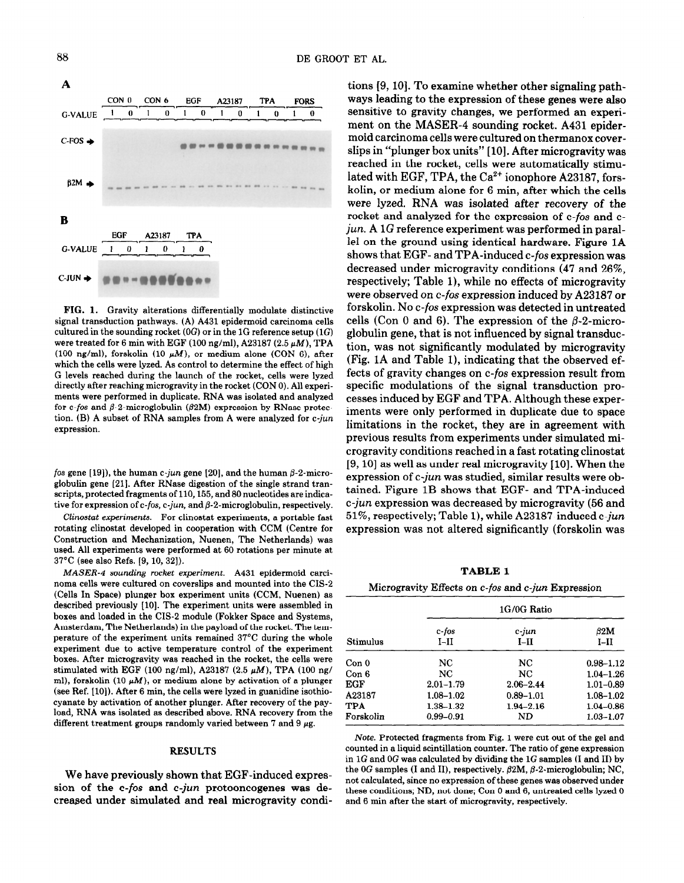fos gene [19]), the human c-jun gene [20], and the human β-2-microglobulin gene [21]. After RNase digestion of the single strand transcripts, protected fragments of 110, 155, and 80 nucleotides are indicative for expression of c-fos, c-jun, and β-2-microglobulin, respectively.

*Clinostat experiments.* For clinostat experiments, a portable fast rotating clinostat developed in cooperation with CCM (Centre for Construction and Mechanization, Nuenen, The Netherlands) was used. All experiments were performed at 60 rotations per minute at 37°C (see also Refs. [9, 10, 32]).

*MASER-4 sounding rocket experiment.* A431 epidermoid carcinoma cells were cultured on coverslips and mounted into the CIS-2 (Cells In Space) plunger box experiment units (CCM, Nuenen) as described previously [10]. The experiment units were assembled in boxes and loaded in the CIS-2 module (Fokker Space and Systems, Amsterdam, The Netherlands) in the payload of the rocket. The temperature of the experiment units remained 37°C during the whole experiment due to active temperature control of the experiment boxes. After microgravity was reached in the rocket, the cells were stimulated with EGF (100 ng/ml), A23187 (2.5 μM), TPA (100 ng/ml), forskolin (10 μM), or medium alone by activation of a plunger (see Ref. [10]). After 6 min, the cells were lyzed in guanidine isothiocyanate by activation of another plunger. After recovery of the payload, RNA was isolated as described above. RNA recovery from the different treatment groups randomly varied between 7 and 9 μg.

## RESULTS

We have previously shown that EGF-induced expression of the c-fos and c-jun protooncogenes was decreased under simulated and real microgravity conditions [9, 10]. To examine whether other signaling pathways leading to the expression of these genes were also sensitive to gravity changes, we performed an experiment on the MASER-4 sounding rocket. A431 epidermoid carcinoma cells were cultured on thermanox coverslips in "plunger box units" [10]. After microgravity was reached in the rocket, cells were automatically stimulated with EGF, TPA, the $Ca^{2+}$ ionophore A23187, forskolin, or medium alone for 6 min, after which the cells were lyzed. RNA was isolated after recovery of the rocket and analyzed for the expression of c-fos and c-jun. A 1G reference experiment was performed in parallel on the ground using identical hardware. Figure 1A shows that EGF- and TPA-induced c-fos expression was decreased under microgravity conditions (47 and 26%, respectively; Table 1), while no effects of microgravity were observed on c-fos expression induced by A23187 or forskolin. No c-fos expression was detected in untreated cells (Con 0 and 6). The expression of the β-2-microglobulin gene, that is not influenced by signal transduction, was not significantly modulated by microgravity (Fig. 1A and Table 1), indicating that the observed effects of gravity changes on c-fos expression result from specific modulations of the signal transduction processes induced by EGF and TPA. Although these experiments were only performed in duplicate due to space limitations in the rocket, they are in agreement with previous results from experiments under simulated microgravity conditions reached in a fast rotating clinostat [9, 10] as well as under real microgravity [10]. When the expression of c-jun was studied, similar results were obtained. Figure 1B shows that EGF- and TPA-induced c-jun expression was decreased by microgravity (56 and 51%, respectively; Table 1), while A23187 induced c-jun expression was not altered significantly (forskolin was

**FIG. 1.** Gravity alterations differentially modulate distinctive signal transduction pathways. (A) A431 epidermoid carcinoma cells cultured in the sounding rocket (0G) or in the 1G reference setup (1G) were treated for 6 min with EGF (100 ng/ml), A23187 (2.5 μM), TPA (100 ng/ml), forskolin (10 μM), or medium alone (CON 6), after which the cells were lyzed. As control to determine the effect of high G levels reached during the launch of the rocket, cells were lyzed directly after reaching microgravity in the rocket (CON 0). All experiments were performed in duplicate. RNA was isolated and analyzed for c-fos and β-2-microglobulin (β2M) expression by RNase protection. (B) A subset of RNA samples from A were analyzed for c-jun expression.

**TABLE 1**

Microgravity Effects on c-fos and c-jun Expression

| | 1G/0G Ratio | | |
|---|---|---|---|
| Stimulus | c-fos I–II | c-jun I–II | β2M I–II |
| Con 0 | NC | NC | 0.98–1.12 |
| Con 6 | NC | NC | 1.04–1.26 |
| EGF | 2.01–1.79 | 2.06–2.44 | 1.01–0.89 |
| A23187 | 1.08–1.02 | 0.89–1.01 | 1.08–1.02 |
| TPA | 1.38–1.32 | 1.94–2.16 | 1.04–0.86 |
| Forskolin | 0.99–0.91 | ND | 1.03–1.07 |

*Note.* Protected fragments from Fig. 1 were cut out of the gel and counted in a liquid scintillation counter. The ratio of gene expression in 1G and 0G was calculated by dividing the 1G samples (I and II) by the 0G samples (I and II), respectively. β2M, β-2-microglobulin; NC, not calculated, since no expression of these genes was observed under these conditions; ND, not done; Con 0 and 6, untreated cells lyzed 0 and 6 min after the start of microgravity, respectively.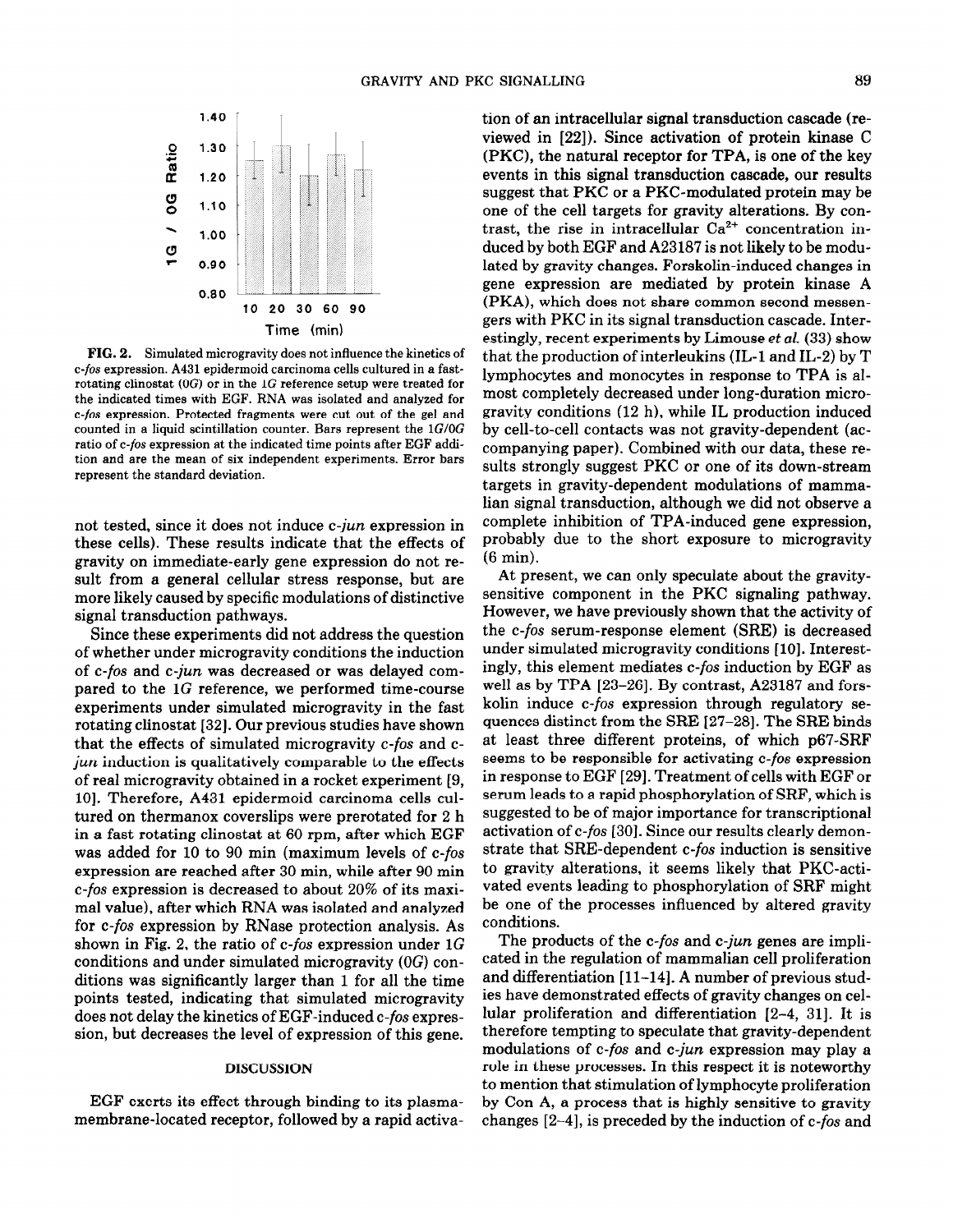FIG. 2. Simulated microgravity does not influence the kinetics of *c-fos* expression. A431 epidermoid carcinoma cells cultured in a fast-rotating clinostat (0*G*) or in the 1*G* reference setup were treated for the indicated times with EGF. RNA was isolated and analyzed for *c-fos* expression. Protected fragments were cut out of the gel and counted in a liquid scintillation counter. Bars represent the 1*G*/0*G* ratio of *c-fos* expression at the indicated time points after EGF addition and are the mean of six independent experiments. Error bars represent the standard deviation.

not tested, since it does not induce *c-jun* expression in these cells). These results indicate that the effects of gravity on immediate-early gene expression do not result from a general cellular stress response, but are more likely caused by specific modulations of distinctive signal transduction pathways.

Since these experiments did not address the question of whether under microgravity conditions the induction of *c-fos* and *c-jun* was decreased or was delayed compared to the 1*G* reference, we performed time-course experiments under simulated microgravity in the fast rotating clinostat [32]. Our previous studies have shown that the effects of simulated microgravity *c-fos* and *c-jun* induction is qualitatively comparable to the effects of real microgravity obtained in a rocket experiment [9, 10]. Therefore, A431 epidermoid carcinoma cells cultured on thermanox coverslips were prerotated for 2 h in a fast rotating clinostat at 60 rpm, after which EGF was added for 10 to 90 min (maximum levels of *c-fos* expression are reached after 30 min, while after 90 min *c-fos* expression is decreased to about 20% of its maximal value), after which RNA was isolated and analyzed for *c-fos* expression by RNase protection analysis. As shown in Fig. 2, the ratio of *c-fos* expression under 1*G* conditions and under simulated microgravity (0*G*) conditions was significantly larger than 1 for all the time points tested, indicating that simulated microgravity does not delay the kinetics of EGF-induced *c-fos* expression, but decreases the level of expression of this gene.

## DISCUSSION

EGF exerts its effect through binding to its plasma-membrane-located receptor, followed by a rapid activation of an intracellular signal transduction cascade (reviewed in [22]). Since activation of protein kinase C (PKC), the natural receptor for TPA, is one of the key events in this signal transduction cascade, our results suggest that PKC or a PKC-modulated protein may be one of the cell targets for gravity alterations. By contrast, the rise in intracellular $Ca^{2+}$ concentration induced by both EGF and A23187 is not likely to be modulated by gravity changes. Forskolin-induced changes in gene expression are mediated by protein kinase A (PKA), which does not share common second messengers with PKC in its signal transduction cascade. Interestingly, recent experiments by Limouse *et al.* (33) show that the production of interleukins (IL-1 and IL-2) by T lymphocytes and monocytes in response to TPA is almost completely decreased under long-duration microgravity conditions (12 h), while IL production induced by cell-to-cell contacts was not gravity-dependent (accompanying paper). Combined with our data, these results strongly suggest PKC or one of its down-stream targets in gravity-dependent modulations of mammalian signal transduction, although we did not observe a complete inhibition of TPA-induced gene expression, probably due to the short exposure to microgravity (6 min).

At present, we can only speculate about the gravity-sensitive component in the PKC signaling pathway. However, we have previously shown that the activity of the *c-fos* serum-response element (SRE) is decreased under simulated microgravity conditions [10]. Interestingly, this element mediates *c-fos* induction by EGF as well as by TPA [23–26]. By contrast, A23187 and forskolin induce *c-fos* expression through regulatory sequences distinct from the SRE [27–28]. The SRE binds at least three different proteins, of which p67-SRF seems to be responsible for activating *c-fos* expression in response to EGF [29]. Treatment of cells with EGF or serum leads to a rapid phosphorylation of SRF, which is suggested to be of major importance for transcriptional activation of *c-fos* [30]. Since our results clearly demonstrate that SRE-dependent *c-fos* induction is sensitive to gravity alterations, it seems likely that PKC-activated events leading to phosphorylation of SRF might be one of the processes influenced by altered gravity conditions.

The products of the *c-fos* and *c-jun* genes are implicated in the regulation of mammalian cell proliferation and differentiation [11–14]. A number of previous studies have demonstrated effects of gravity changes on cellular proliferation and differentiation [2–4, 31]. It is therefore tempting to speculate that gravity-dependent modulations of *c-fos* and *c-jun* expression may play a role in these processes. In this respect it is noteworthy to mention that stimulation of lymphocyte proliferation by Con A, a process that is highly sensitive to gravity changes [2–4], is preceded by the induction of *c-fos* and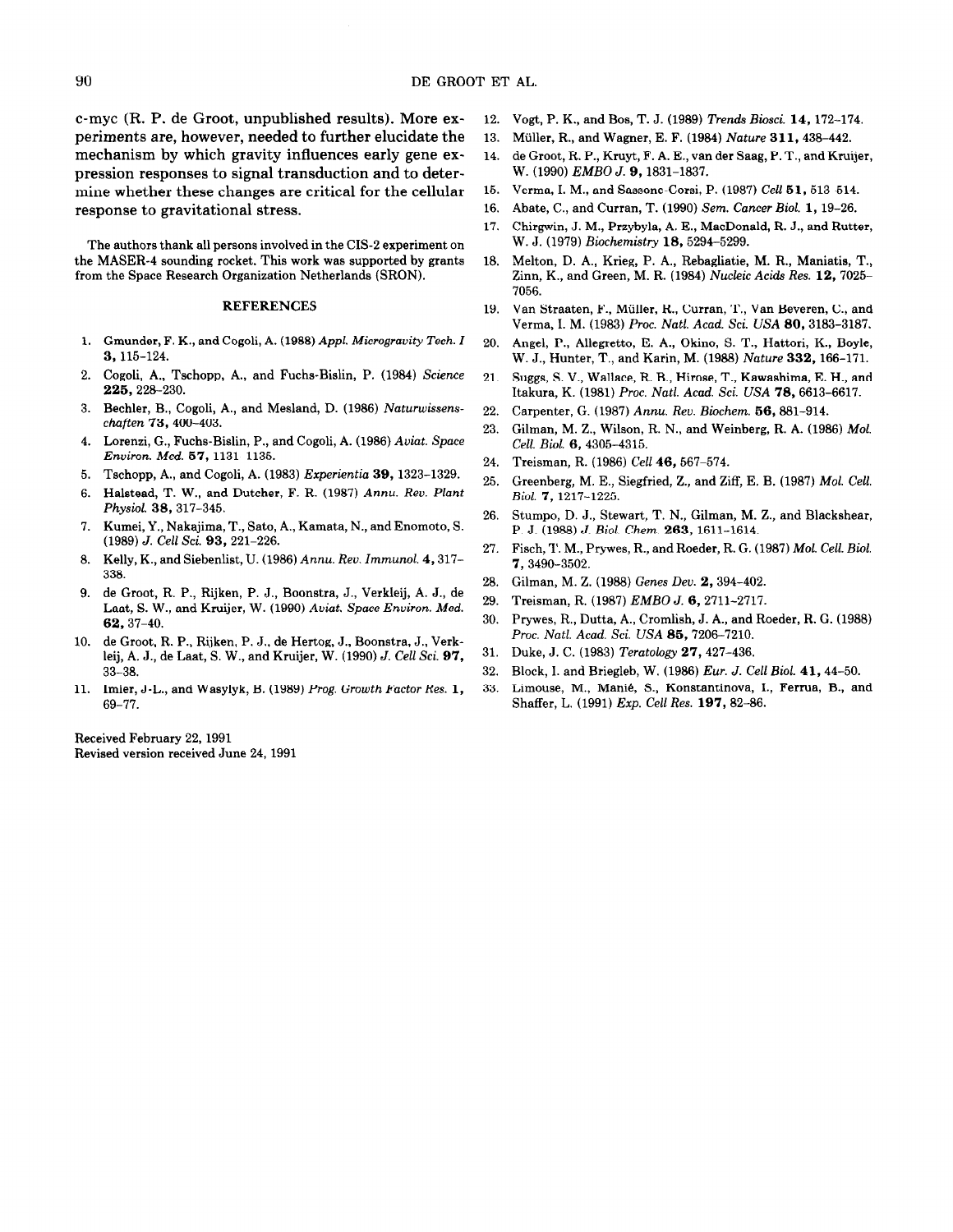c-myc (R. P. de Groot, unpublished results). More experiments are, however, needed to further elucidate the mechanism by which gravity influences early gene expression responses to signal transduction and to determine whether these changes are critical for the cellular response to gravitational stress.

The authors thank all persons involved in the CIS-2 experiment on the MASER-4 sounding rocket. This work was supported by grants from the Space Research Organization Netherlands (SRON).

## REFERENCES

1. Gmunder, F. K., and Cogoli, A. (1988) *Appl. Microgravity Tech. I* **3,** 115–124.
2. Cogoli, A., Tschopp, A., and Fuchs-Bislin, P. (1984) *Science* **225,** 228–230.
3. Bechler, B., Cogoli, A., and Mesland, D. (1986) *Naturwissenschaften* **73,** 400–403.
4. Lorenzi, G., Fuchs-Bislin, P., and Cogoli, A. (1986) *Aviat. Space Environ. Med.* **57,** 1131–1135.
5. Tschopp, A., and Cogoli, A. (1983) *Experientia* **39,** 1323–1329.
6. Halstead, T. W., and Dutcher, F. R. (1987) *Annu. Rev. Plant Physiol.* **38,** 317–345.
7. Kumei, Y., Nakajima, T., Sato, A., Kamata, N., and Enomoto, S. (1989) *J. Cell Sci.* **93,** 221–226.
8. Kelly, K., and Siebenlist, U. (1986) *Annu. Rev. Immunol.* **4,** 317–338.
9. de Groot, R. P., Rijken, P. J., Boonstra, J., Verkleij, A. J., de Laat, S. W., and Kruijer, W. (1990) *Aviat. Space Environ. Med.* **62,** 37–40.
10. de Groot, R. P., Rijken, P. J., de Hertog, J., Boonstra, J., Verkleij, A. J., de Laat, S. W., and Kruijer, W. (1990) *J. Cell Sci.* **97,** 33–38.
11. Imler, J-L., and Wasylyk, B. (1989) *Prog. Growth Factor Res.* **1,** 69–77.
12. Vogt, P. K., and Bos, T. J. (1989) *Trends Biosci.* **14,** 172–174.
13. Müller, R., and Wagner, E. F. (1984) *Nature* **311,** 438–442.
14. de Groot, R. P., Kruyt, F. A. E., van der Saag, P. T., and Kruijer, W. (1990) *EMBO J.* **9,** 1831–1837.
15. Verma, I. M., and Sassone-Corsi, P. (1987) *Cell* **51,** 513–514.
16. Abate, C., and Curran, T. (1990) *Sem. Cancer Biol.* **1,** 19–26.
17. Chirgwin, J. M., Przybyla, A. E., MacDonald, R. J., and Rutter, W. J. (1979) *Biochemistry* **18,** 5294–5299.
18. Melton, D. A., Krieg, P. A., Rebagliatie, M. R., Maniatis, T., Zinn, K., and Green, M. R. (1984) *Nucleic Acids Res.* **12,** 7025–7056.
19. Van Straaten, F., Müller, R., Curran, T., Van Beveren, C., and Verma, I. M. (1983) *Proc. Natl. Acad. Sci. USA* **80,** 3183–3187.
20. Angel, P., Allegretto, E. A., Okino, S. T., Hattori, K., Boyle, W. J., Hunter, T., and Karin, M. (1988) *Nature* **332,** 166–171.
21. Suggs, S. V., Wallace, R. B., Hirose, T., Kawashima, E. H., and Itakura, K. (1981) *Proc. Natl. Acad. Sci. USA* **78,** 6613–6617.
22. Carpenter, G. (1987) *Annu. Rev. Biochem.* **56,** 881–914.
23. Gilman, M. Z., Wilson, R. N., and Weinberg, R. A. (1986) *Mol. Cell. Biol.* **6,** 4305–4315.
24. Treisman, R. (1986) *Cell* **46,** 567–574.
25. Greenberg, M. E., Siegfried, Z., and Ziff, E. B. (1987) *Mol. Cell. Biol.* **7,** 1217–1225.
26. Stumpo, D. J., Stewart, T. N., Gilman, M. Z., and Blackshear, P. J. (1988) *J. Biol. Chem.* **263,** 1611–1614.
27. Fisch, T. M., Prywes, R., and Roeder, R. G. (1987) *Mol. Cell. Biol.* **7,** 3490–3502.
28. Gilman, M. Z. (1988) *Genes Dev.* **2,** 394–402.
29. Treisman, R. (1987) *EMBO J.* **6,** 2711–2717.
30. Prywes, R., Dutta, A., Cromlish, J. A., and Roeder, R. G. (1988) *Proc. Natl. Acad. Sci. USA* **85,** 7206–7210.
31. Duke, J. C. (1983) *Teratology* **27,** 427–436.
32. Block, I. and Briegleb, W. (1986) *Eur. J. Cell Biol.* **41,** 44–50.
33. Limouse, M., Manié, S., Konstantinova, I., Ferrua, B., and Shaffer, L. (1991) *Exp. Cell Res.* **197,** 82–86.

Received February 22, 1991
Revised version received June 24, 1991